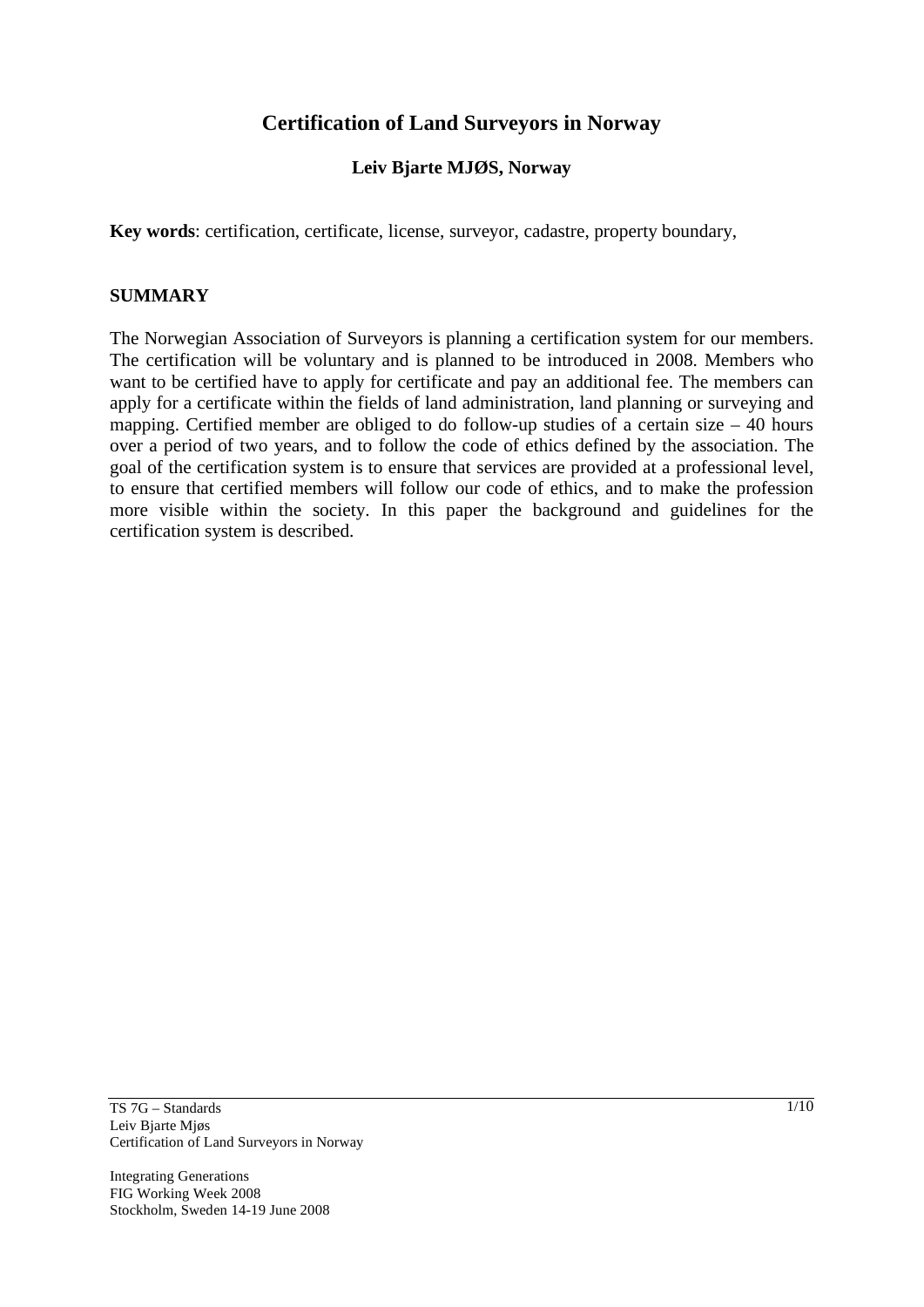# Certification of Land Surveyors in Norway

**Leiv Bjarte MJØS, Norway**

**Key words**: certification, certificate, license, surveyor, cadastre, property boundary,

## SUMMARY

The Norwegian Association of Surveyors is planning a certification system for our members. The certification will be voluntary and is planned to be introduced in 2008. Members who want to be certified have to apply for certificate and pay an additional fee. The members can apply for a certificate within the fields of land administration, land planning or surveying and mapping. Certified member are obliged to do follow-up studies of a certain size – 40 hours over a period of two years, and to follow the code of ethics defined by the association. The goal of the certification system is to ensure that services are provided at a professional level, to ensure that certified members will follow our code of ethics, and to make the profession more visible within the society. In this paper the background and guidelines for the certification system is described.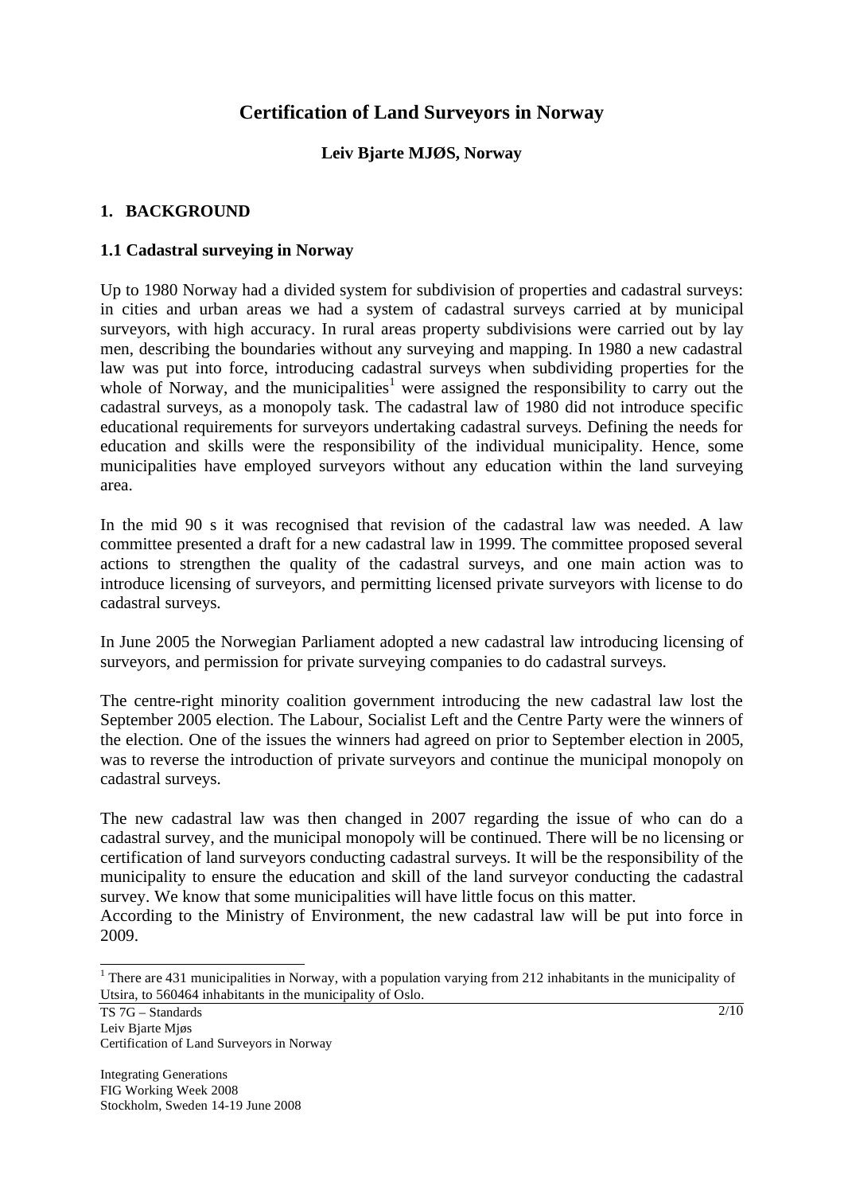# Certification of Land Surveyors in Norway

**Leiv Bjarte MJØS, Norway**

## 1. BACKGROUND

### 1.1 Cadastral surveying in Norway

Up to 1980 Norway had a divided system for subdivision of properties and cadastral surveys: in cities and urban areas we had a system of cadastral surveys carried at by municipal surveyors, with high accuracy. In rural areas property subdivisions were carried out by lay men, describing the boundaries without any surveying and mapping. In 1980 a new cadastral law was put into force, introducing cadastral surveys when subdividing properties for the whole of Norway, and the municipalities[1] were assigned the responsibility to carry out the cadastral surveys, as a monopoly task. The cadastral law of 1980 did not introduce specific educational requirements for surveyors undertaking cadastral surveys. Defining the needs for education and skills were the responsibility of the individual municipality. Hence, some municipalities have employed surveyors without any education within the land surveying area.

In the mid 90 s it was recognised that revision of the cadastral law was needed. A law committee presented a draft for a new cadastral law in 1999. The committee proposed several actions to strengthen the quality of the cadastral surveys, and one main action was to introduce licensing of surveyors, and permitting licensed private surveyors with license to do cadastral surveys.

In June 2005 the Norwegian Parliament adopted a new cadastral law introducing licensing of surveyors, and permission for private surveying companies to do cadastral surveys.

The centre-right minority coalition government introducing the new cadastral law lost the September 2005 election. The Labour, Socialist Left and the Centre Party were the winners of the election. One of the issues the winners had agreed on prior to September election in 2005, was to reverse the introduction of private surveyors and continue the municipal monopoly on cadastral surveys.

The new cadastral law was then changed in 2007 regarding the issue of who can do a cadastral survey, and the municipal monopoly will be continued. There will be no licensing or certification of land surveyors conducting cadastral surveys. It will be the responsibility of the municipality to ensure the education and skill of the land surveyor conducting the cadastral survey. We know that some municipalities will have little focus on this matter.
According to the Ministry of Environment, the new cadastral law will be put into force in 2009.

[1] There are 431 municipalities in Norway, with a population varying from 212 inhabitants in the municipality of Utsira, to 560464 inhabitants in the municipality of Oslo.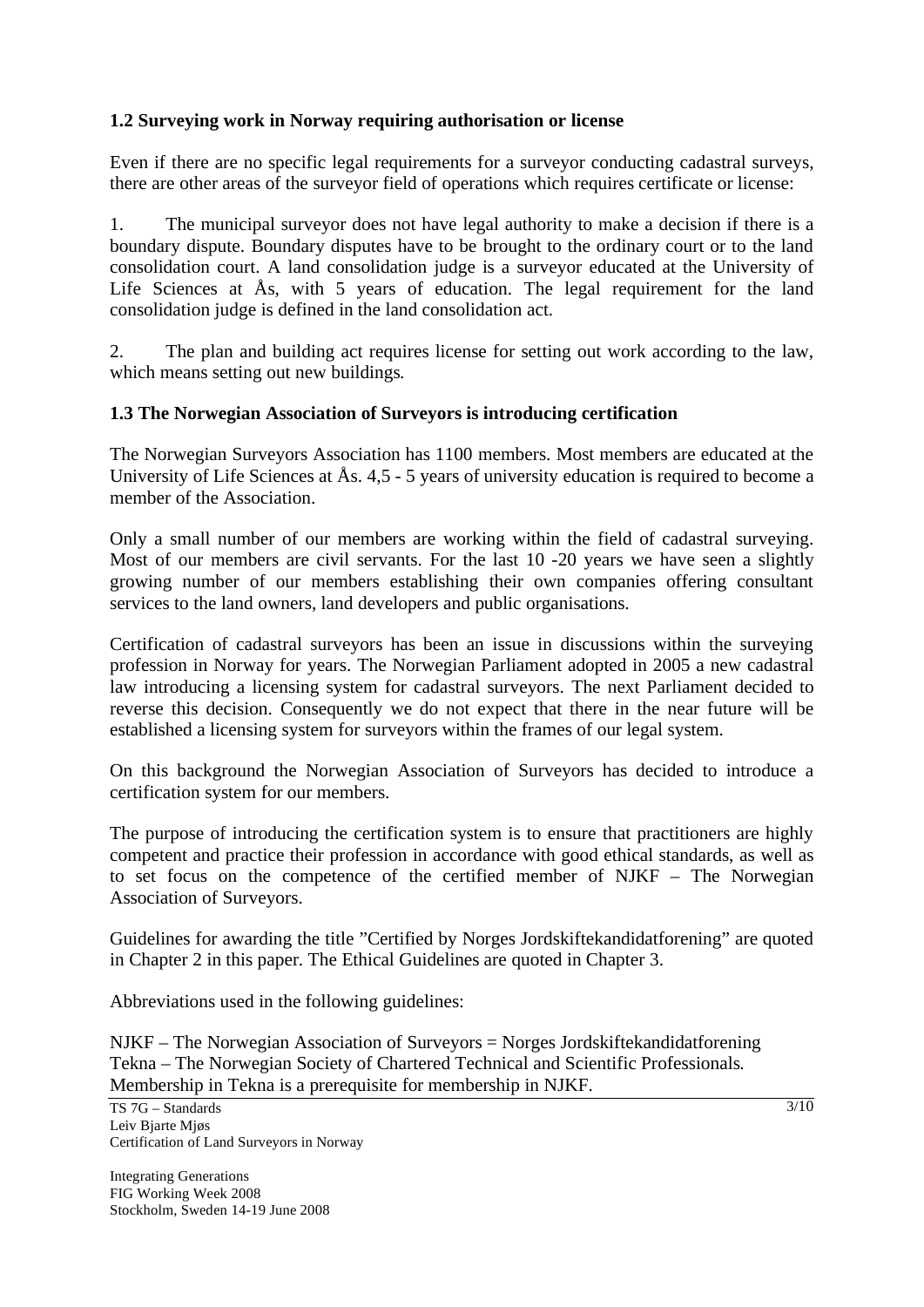## 1.2 Surveying work in Norway requiring authorisation or license

Even if there are no specific legal requirements for a surveyor conducting cadastral surveys, there are other areas of the surveyor field of operations which requires certificate or license:

1. The municipal surveyor does not have legal authority to make a decision if there is a boundary dispute. Boundary disputes have to be brought to the ordinary court or to the land consolidation court. A land consolidation judge is a surveyor educated at the University of Life Sciences at Ås, with 5 years of education. The legal requirement for the land consolidation judge is defined in the land consolidation act.

2. The plan and building act requires license for setting out work according to the law, which means setting out new buildings.

## 1.3 The Norwegian Association of Surveyors is introducing certification

The Norwegian Surveyors Association has 1100 members. Most members are educated at the University of Life Sciences at Ås. 4,5 - 5 years of university education is required to become a member of the Association.

Only a small number of our members are working within the field of cadastral surveying. Most of our members are civil servants. For the last 10 -20 years we have seen a slightly growing number of our members establishing their own companies offering consultant services to the land owners, land developers and public organisations.

Certification of cadastral surveyors has been an issue in discussions within the surveying profession in Norway for years. The Norwegian Parliament adopted in 2005 a new cadastral law introducing a licensing system for cadastral surveyors. The next Parliament decided to reverse this decision. Consequently we do not expect that there in the near future will be established a licensing system for surveyors within the frames of our legal system.

On this background the Norwegian Association of Surveyors has decided to introduce a certification system for our members.

The purpose of introducing the certification system is to ensure that practitioners are highly competent and practice their profession in accordance with good ethical standards, as well as to set focus on the competence of the certified member of NJKF – The Norwegian Association of Surveyors.

Guidelines for awarding the title "Certified by Norges Jordskiftekandidatforening" are quoted in Chapter 2 in this paper. The Ethical Guidelines are quoted in Chapter 3.

Abbreviations used in the following guidelines:

NJKF – The Norwegian Association of Surveyors = Norges Jordskiftekandidatforening
Tekna – The Norwegian Society of Chartered Technical and Scientific Professionals.
Membership in Tekna is a prerequisite for membership in NJKF.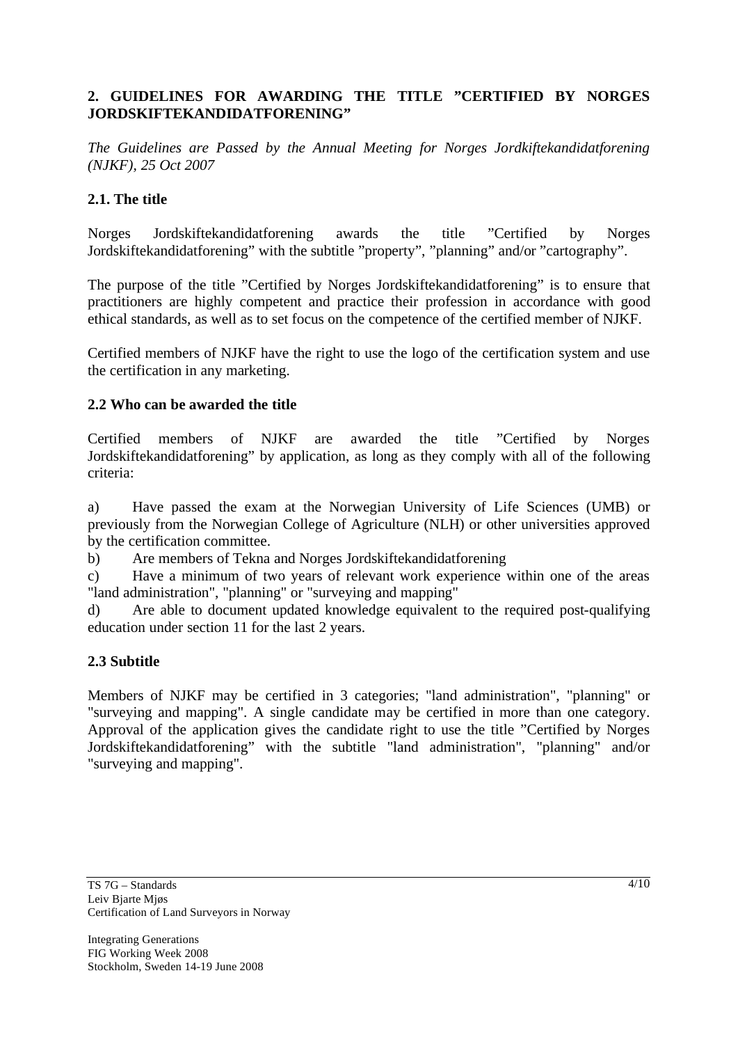## 2. GUIDELINES FOR AWARDING THE TITLE ”CERTIFIED BY NORGES JORDSKIFTEKANDIDATFORENING”

*The Guidelines are Passed by the Annual Meeting for Norges Jordkiftekandidatforening (NJKF), 25 Oct 2007*

### 2.1. The title

Norges Jordskiftekandidatforening awards the title ”Certified by Norges Jordskiftekandidatforening” with the subtitle ”property”, ”planning” and/or ”cartography”.

The purpose of the title ”Certified by Norges Jordskiftekandidatforening” is to ensure that practitioners are highly competent and practice their profession in accordance with good ethical standards, as well as to set focus on the competence of the certified member of NJKF.

Certified members of NJKF have the right to use the logo of the certification system and use the certification in any marketing.

### 2.2 Who can be awarded the title

Certified members of NJKF are awarded the title ”Certified by Norges Jordskiftekandidatforening” by application, as long as they comply with all of the following criteria:

a) Have passed the exam at the Norwegian University of Life Sciences (UMB) or previously from the Norwegian College of Agriculture (NLH) or other universities approved by the certification committee.

b) Are members of Tekna and Norges Jordskiftekandidatforening

c) Have a minimum of two years of relevant work experience within one of the areas "land administration", "planning" or "surveying and mapping"

d) Are able to document updated knowledge equivalent to the required post-qualifying education under section 11 for the last 2 years.

### 2.3 Subtitle

Members of NJKF may be certified in 3 categories; "land administration", "planning" or "surveying and mapping". A single candidate may be certified in more than one category. Approval of the application gives the candidate right to use the title ”Certified by Norges Jordskiftekandidatforening” with the subtitle "land administration", "planning" and/or "surveying and mapping".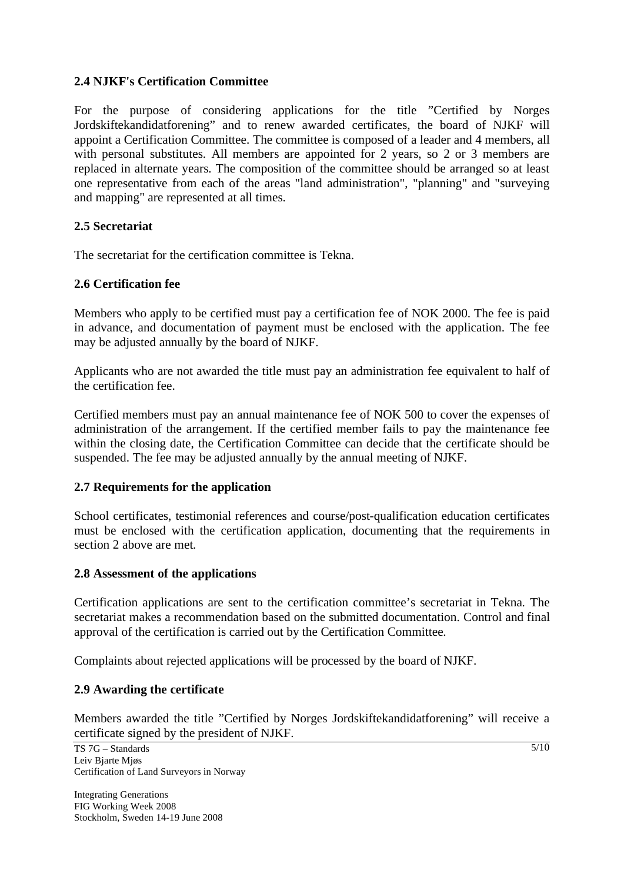### 2.4 NJKF's Certification Committee

For the purpose of considering applications for the title ”Certified by Norges Jordskiftekandidatforening” and to renew awarded certificates, the board of NJKF will appoint a Certification Committee. The committee is composed of a leader and 4 members, all with personal substitutes. All members are appointed for 2 years, so 2 or 3 members are replaced in alternate years. The composition of the committee should be arranged so at least one representative from each of the areas "land administration", "planning" and "surveying and mapping" are represented at all times.

### 2.5 Secretariat

The secretariat for the certification committee is Tekna.

### 2.6 Certification fee

Members who apply to be certified must pay a certification fee of NOK 2000. The fee is paid in advance, and documentation of payment must be enclosed with the application. The fee may be adjusted annually by the board of NJKF.

Applicants who are not awarded the title must pay an administration fee equivalent to half of the certification fee.

Certified members must pay an annual maintenance fee of NOK 500 to cover the expenses of administration of the arrangement. If the certified member fails to pay the maintenance fee within the closing date, the Certification Committee can decide that the certificate should be suspended. The fee may be adjusted annually by the annual meeting of NJKF.

### 2.7 Requirements for the application

School certificates, testimonial references and course/post-qualification education certificates must be enclosed with the certification application, documenting that the requirements in section 2 above are met.

### 2.8 Assessment of the applications

Certification applications are sent to the certification committee’s secretariat in Tekna. The secretariat makes a recommendation based on the submitted documentation. Control and final approval of the certification is carried out by the Certification Committee.

Complaints about rejected applications will be processed by the board of NJKF.

### 2.9 Awarding the certificate

Members awarded the title ”Certified by Norges Jordskiftekandidatforening” will receive a certificate signed by the president of NJKF.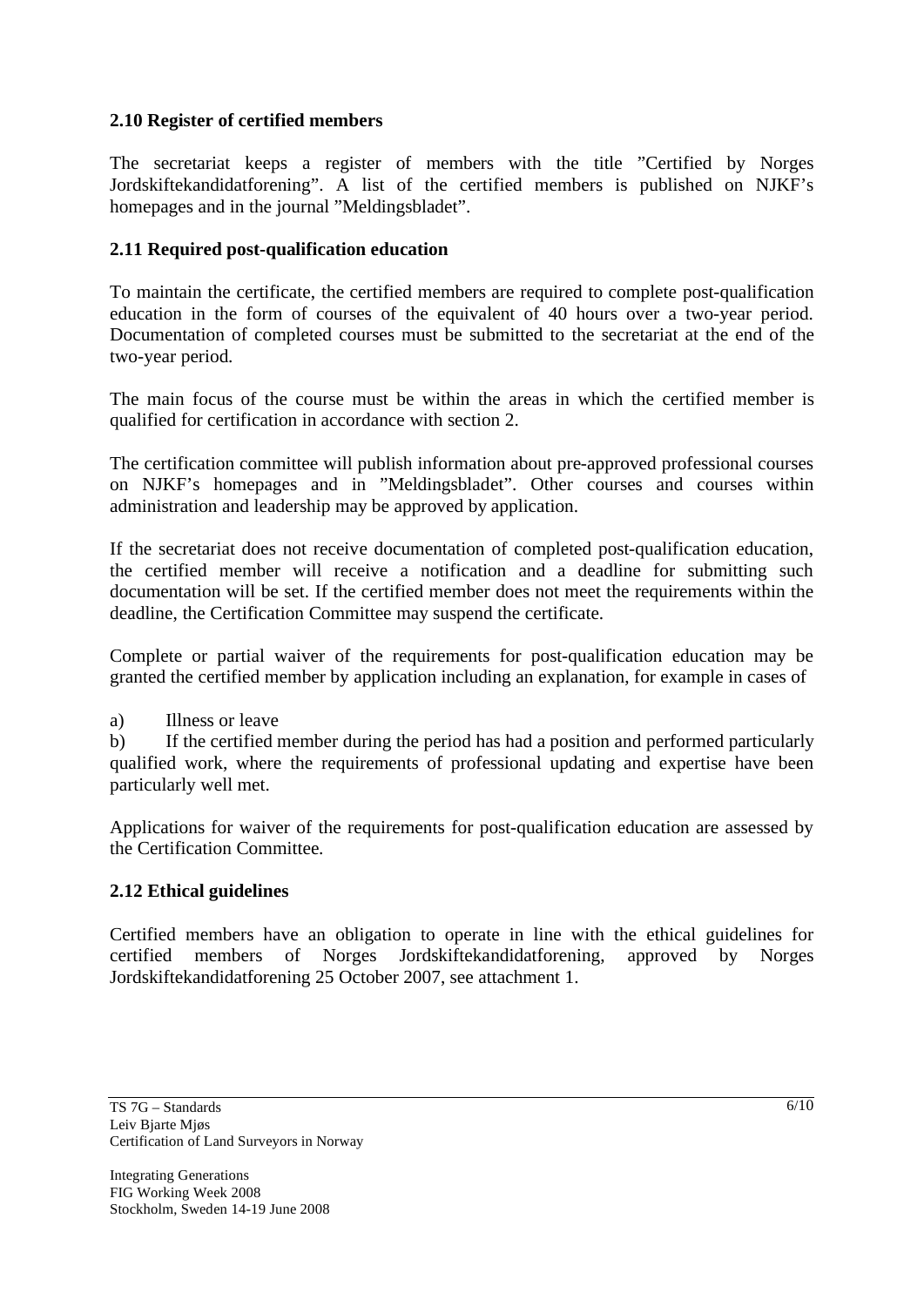### 2.10 Register of certified members

The secretariat keeps a register of members with the title ”Certified by Norges Jordskiftekandidatforening”. A list of the certified members is published on NJKF’s homepages and in the journal ”Meldingsbladet”.

### 2.11 Required post-qualification education

To maintain the certificate, the certified members are required to complete post-qualification education in the form of courses of the equivalent of 40 hours over a two-year period. Documentation of completed courses must be submitted to the secretariat at the end of the two-year period.

The main focus of the course must be within the areas in which the certified member is qualified for certification in accordance with section 2.

The certification committee will publish information about pre-approved professional courses on NJKF’s homepages and in ”Meldingsbladet”. Other courses and courses within administration and leadership may be approved by application.

If the secretariat does not receive documentation of completed post-qualification education, the certified member will receive a notification and a deadline for submitting such documentation will be set. If the certified member does not meet the requirements within the deadline, the Certification Committee may suspend the certificate.

Complete or partial waiver of the requirements for post-qualification education may be granted the certified member by application including an explanation, for example in cases of

a) Illness or leave
b) If the certified member during the period has had a position and performed particularly qualified work, where the requirements of professional updating and expertise have been particularly well met.

Applications for waiver of the requirements for post-qualification education are assessed by the Certification Committee.

### 2.12 Ethical guidelines

Certified members have an obligation to operate in line with the ethical guidelines for certified members of Norges Jordskiftekandidatforening, approved by Norges Jordskiftekandidatforening 25 October 2007, see attachment 1.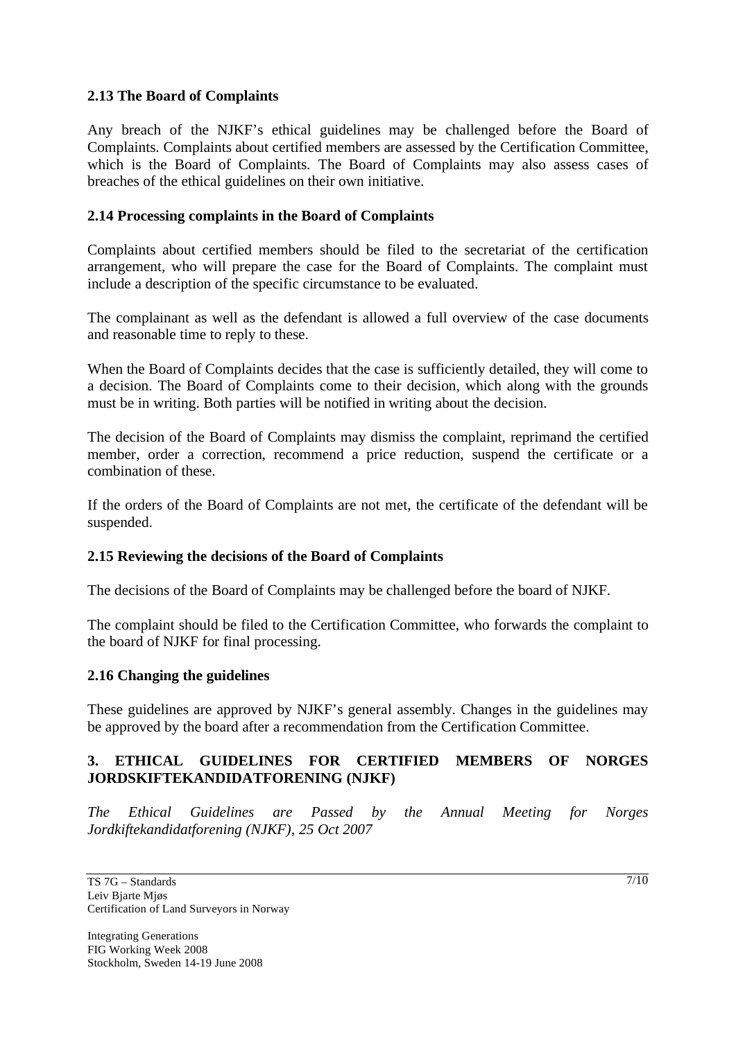### 2.13 The Board of Complaints

Any breach of the NJKF's ethical guidelines may be challenged before the Board of Complaints. Complaints about certified members are assessed by the Certification Committee, which is the Board of Complaints. The Board of Complaints may also assess cases of breaches of the ethical guidelines on their own initiative.

### 2.14 Processing complaints in the Board of Complaints

Complaints about certified members should be filed to the secretariat of the certification arrangement, who will prepare the case for the Board of Complaints. The complaint must include a description of the specific circumstance to be evaluated.

The complainant as well as the defendant is allowed a full overview of the case documents and reasonable time to reply to these.

When the Board of Complaints decides that the case is sufficiently detailed, they will come to a decision. The Board of Complaints come to their decision, which along with the grounds must be in writing. Both parties will be notified in writing about the decision.

The decision of the Board of Complaints may dismiss the complaint, reprimand the certified member, order a correction, recommend a price reduction, suspend the certificate or a combination of these.

If the orders of the Board of Complaints are not met, the certificate of the defendant will be suspended.

### 2.15 Reviewing the decisions of the Board of Complaints

The decisions of the Board of Complaints may be challenged before the board of NJKF.

The complaint should be filed to the Certification Committee, who forwards the complaint to the board of NJKF for final processing.

### 2.16 Changing the guidelines

These guidelines are approved by NJKF's general assembly. Changes in the guidelines may be approved by the board after a recommendation from the Certification Committee.

## 3. ETHICAL GUIDELINES FOR CERTIFIED MEMBERS OF NORGES JORDSKIFTEKANDIDATFORENING (NJKF)

*The Ethical Guidelines are Passed by the Annual Meeting for Norges Jordkiftekandidatforening (NJKF), 25 Oct 2007*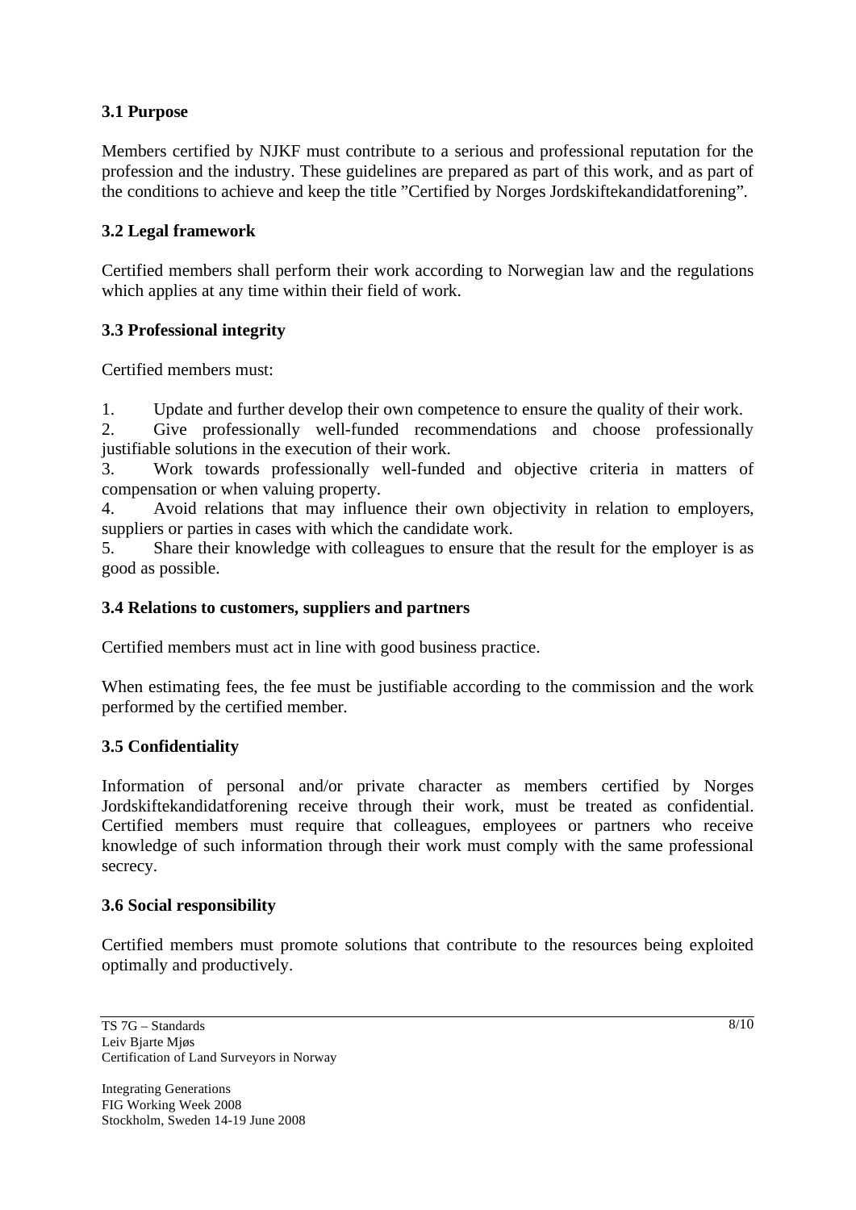### 3.1 Purpose

Members certified by NJKF must contribute to a serious and professional reputation for the profession and the industry. These guidelines are prepared as part of this work, and as part of the conditions to achieve and keep the title "Certified by Norges Jordskiftekandidatforening".

### 3.2 Legal framework

Certified members shall perform their work according to Norwegian law and the regulations which applies at any time within their field of work.

### 3.3 Professional integrity

Certified members must:

1. Update and further develop their own competence to ensure the quality of their work.
2. Give professionally well-funded recommendations and choose professionally justifiable solutions in the execution of their work.
3. Work towards professionally well-funded and objective criteria in matters of compensation or when valuing property.
4. Avoid relations that may influence their own objectivity in relation to employers, suppliers or parties in cases with which the candidate work.
5. Share their knowledge with colleagues to ensure that the result for the employer is as good as possible.

### 3.4 Relations to customers, suppliers and partners

Certified members must act in line with good business practice.

When estimating fees, the fee must be justifiable according to the commission and the work performed by the certified member.

### 3.5 Confidentiality

Information of personal and/or private character as members certified by Norges Jordskiftekandidatforening receive through their work, must be treated as confidential. Certified members must require that colleagues, employees or partners who receive knowledge of such information through their work must comply with the same professional secrecy.

### 3.6 Social responsibility

Certified members must promote solutions that contribute to the resources being exploited optimally and productively.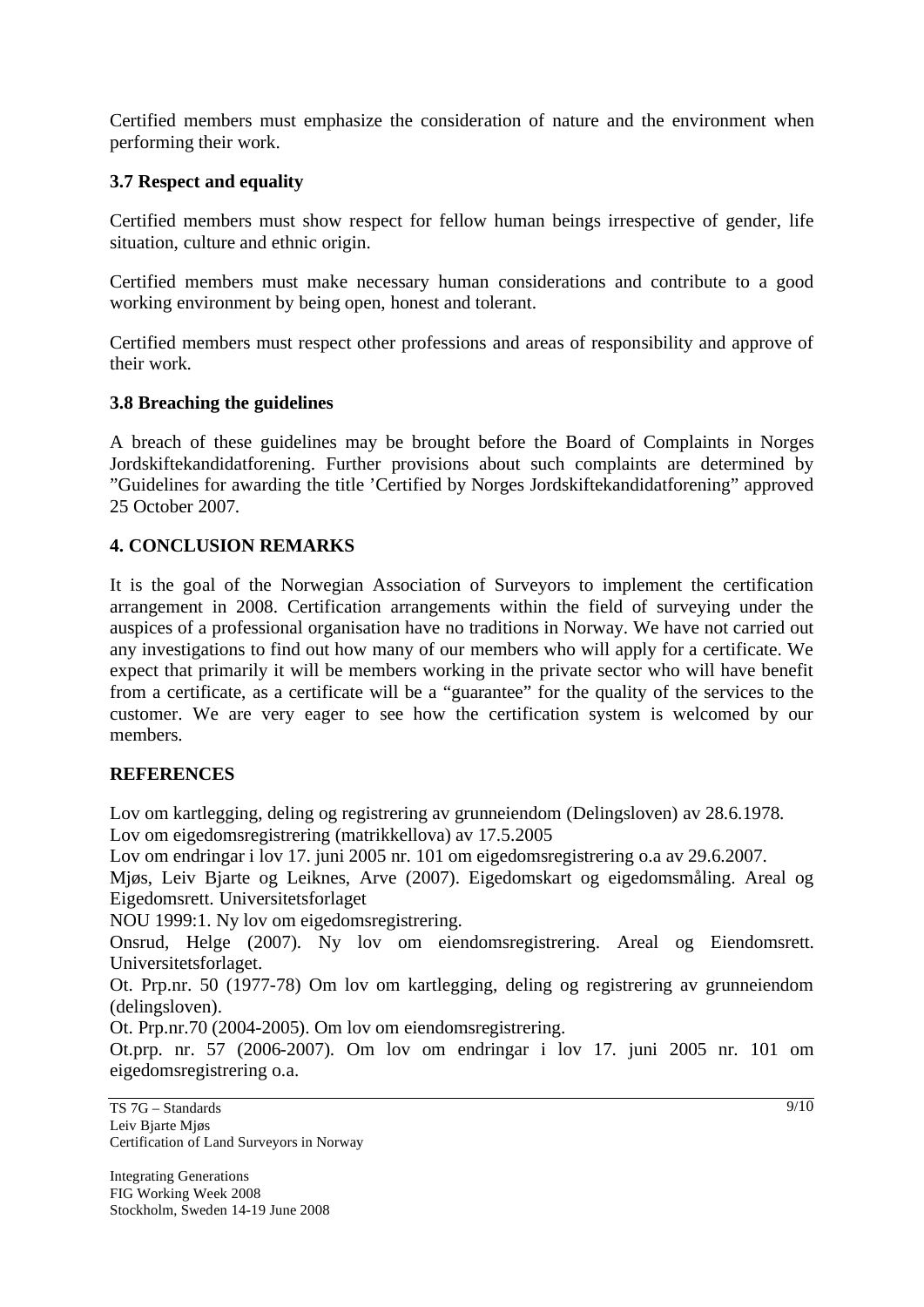Certified members must emphasize the consideration of nature and the environment when performing their work.

### 3.7 Respect and equality

Certified members must show respect for fellow human beings irrespective of gender, life situation, culture and ethnic origin.

Certified members must make necessary human considerations and contribute to a good working environment by being open, honest and tolerant.

Certified members must respect other professions and areas of responsibility and approve of their work.

### 3.8 Breaching the guidelines

A breach of these guidelines may be brought before the Board of Complaints in Norges Jordskiftekandidatforening. Further provisions about such complaints are determined by ”Guidelines for awarding the title ’Certified by Norges Jordskiftekandidatforening” approved 25 October 2007.

## 4. CONCLUSION REMARKS

It is the goal of the Norwegian Association of Surveyors to implement the certification arrangement in 2008. Certification arrangements within the field of surveying under the auspices of a professional organisation have no traditions in Norway. We have not carried out any investigations to find out how many of our members who will apply for a certificate. We expect that primarily it will be members working in the private sector who will have benefit from a certificate, as a certificate will be a “guarantee” for the quality of the services to the customer. We are very eager to see how the certification system is welcomed by our members.

## REFERENCES

Lov om kartlegging, deling og registrering av grunneiendom (Delingsloven) av 28.6.1978.

Lov om eigedomsregistrering (matrikkellova) av 17.5.2005

Lov om endringar i lov 17. juni 2005 nr. 101 om eigedomsregistrering o.a av 29.6.2007.

Mjøs, Leiv Bjarte og Leiknes, Arve (2007). Eigedomskart og eigedomsmåling. Areal og Eigedomsrett. Universitetsforlaget

NOU 1999:1. Ny lov om eigedomsregistrering.

Onsrud, Helge (2007). Ny lov om eiendomsregistrering. Areal og Eiendomsrett. Universitetsforlaget.

Ot. Prp.nr. 50 (1977-78) Om lov om kartlegging, deling og registrering av grunneiendom (delingsloven).

Ot. Prp.nr.70 (2004-2005). Om lov om eiendomsregistrering.

Ot.prp. nr. 57 (2006-2007). Om lov om endringar i lov 17. juni 2005 nr. 101 om eigedomsregistrering o.a.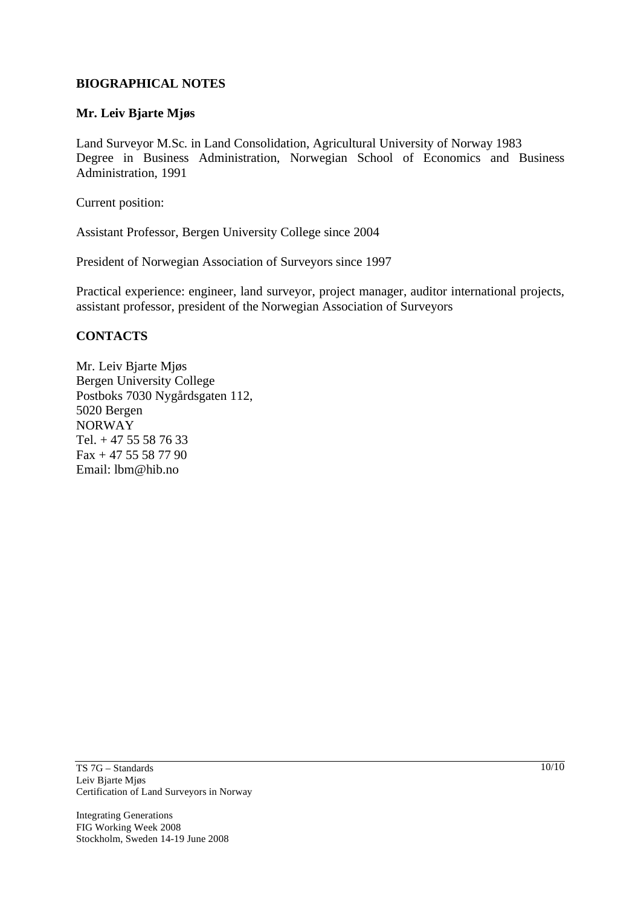## BIOGRAPHICAL NOTES

### Mr. Leiv Bjarte Mjøs

Land Surveyor M.Sc. in Land Consolidation, Agricultural University of Norway 1983
Degree in Business Administration, Norwegian School of Economics and Business Administration, 1991

Current position:

Assistant Professor, Bergen University College since 2004

President of Norwegian Association of Surveyors since 1997

Practical experience: engineer, land surveyor, project manager, auditor international projects, assistant professor, president of the Norwegian Association of Surveyors

## CONTACTS

Mr. Leiv Bjarte Mjøs
Bergen University College
Postboks 7030 Nygårdsgaten 112,
5020 Bergen
NORWAY
Tel. + 47 55 58 76 33
Fax + 47 55 58 77 90
Email: lbm@hib.no